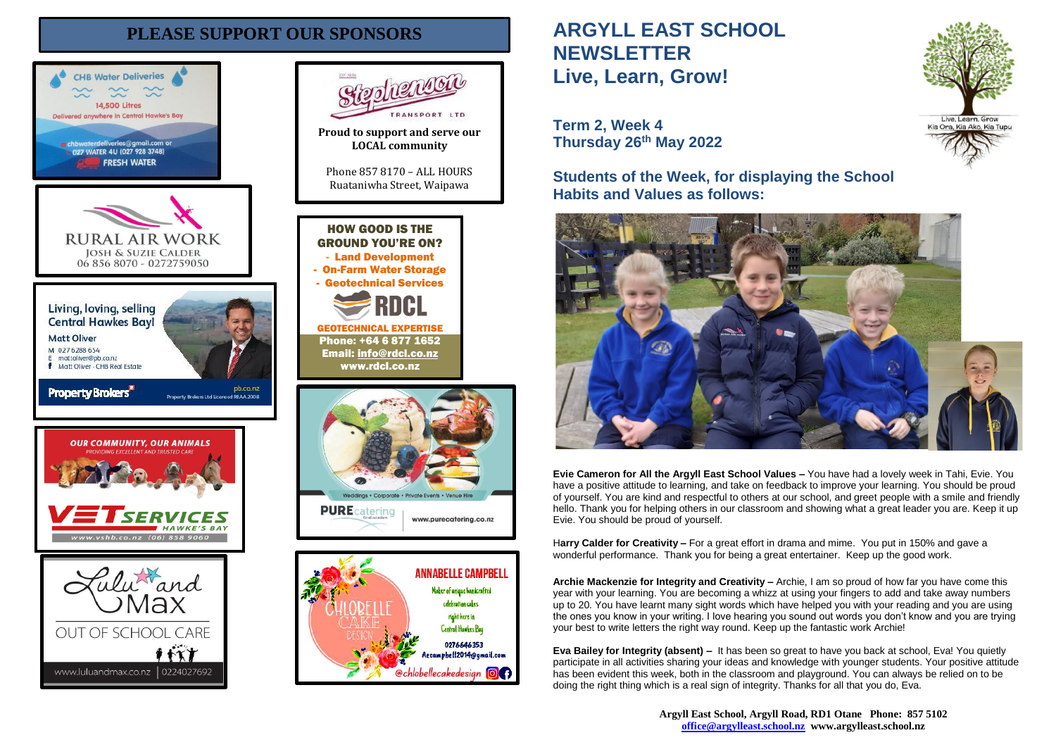## PLEASE SUPPORT OUR SPONSORS

CHB Water Deliveries
14,500 Litres
Delivered anywhere in Central Hawke's Bay
chbwaterdeliveries@gmail.com or 027 WATER 4U (027 928 3748)
FRESH WATER

RURAL AIR WORK
JOSH & SUZIE CALDER
06 856 8070 - 0272759050

Living, loving, selling Central Hawkes Bay!
Matt Oliver
M 027 6288 654
E matt.oliver@pb.co.nz
Matt Oliver - CHB Real Estate
Property Brokers
pb.co.nz
Property Brokers Ltd Licensed REAA 2008

OUR COMMUNITY, OUR ANIMALS
PROVIDING EXCELLENT AND TRUSTED CARE
VETSERVICES HAWKE'S BAY
www.vshb.co.nz (06) 858 9060

Lulu and Max
OUT OF SCHOOL CARE
www.luluandmax.co.nz | 0224027692

Stephenson TRANSPORT LTD
Proud to support and serve our LOCAL community
Phone 857 8170 – ALL HOURS
Ruataniwha Street, Waipawa

HOW GOOD IS THE GROUND YOU'RE ON?
- Land Development
- On-Farm Water Storage
- Geotechnical Services
RDCL
GEOTECHNICAL EXPERTISE
Phone: +64 6 877 1652
Email: info@rdcl.co.nz
www.rdcl.co.nz

Weddings • Corporate • Private Events • Venue Hire
PURE catering
www.purecatering.co.nz

CHLOBELLE CAKE DESIGN
ANNABELLE CAMPBELL
Maker of unique handcrafted celebration cakes right here in Central Hawkes Bay
0276646353
Aecampbell2014@gmail.com
@chlobellecakedesign

# ARGYLL EAST SCHOOL NEWSLETTER
# Live, Learn, Grow!

Live, Learn, Grow
Kia Ora, Kia Ako, Kia Tupu

### Term 2, Week 4
### Thursday 26th May 2022

### Students of the Week, for displaying the School Habits and Values as follows:

**Evie Cameron for All the Argyll East School Values –** You have had a lovely week in Tahi, Evie. You have a positive attitude to learning, and take on feedback to improve your learning. You should be proud of yourself. You are kind and respectful to others at our school, and greet people with a smile and friendly hello. Thank you for helping others in our classroom and showing what a great leader you are. Keep it up Evie. You should be proud of yourself.

**Harry Calder for Creativity –** For a great effort in drama and mime. You put in 150% and gave a wonderful performance. Thank you for being a great entertainer. Keep up the good work.

**Archie Mackenzie for Integrity and Creativity –** Archie, I am so proud of how far you have come this year with your learning. You are becoming a whizz at using your fingers to add and take away numbers up to 20. You have learnt many sight words which have helped you with your reading and you are using the ones you know in your writing. I love hearing you sound out words you don't know and you are trying your best to write letters the right way round. Keep up the fantastic work Archie!

**Eva Bailey for Integrity (absent) –** It has been so great to have you back at school, Eva! You quietly participate in all activities sharing your ideas and knowledge with younger students. Your positive attitude has been evident this week, both in the classroom and playground. You can always be relied on to be doing the right thing which is a real sign of integrity. Thanks for all that you do, Eva.

**Argyll East School, Argyll Road, RD1 Otane Phone: 857 5102**
**office@argylleast.school.nz www.argylleast.school.nz**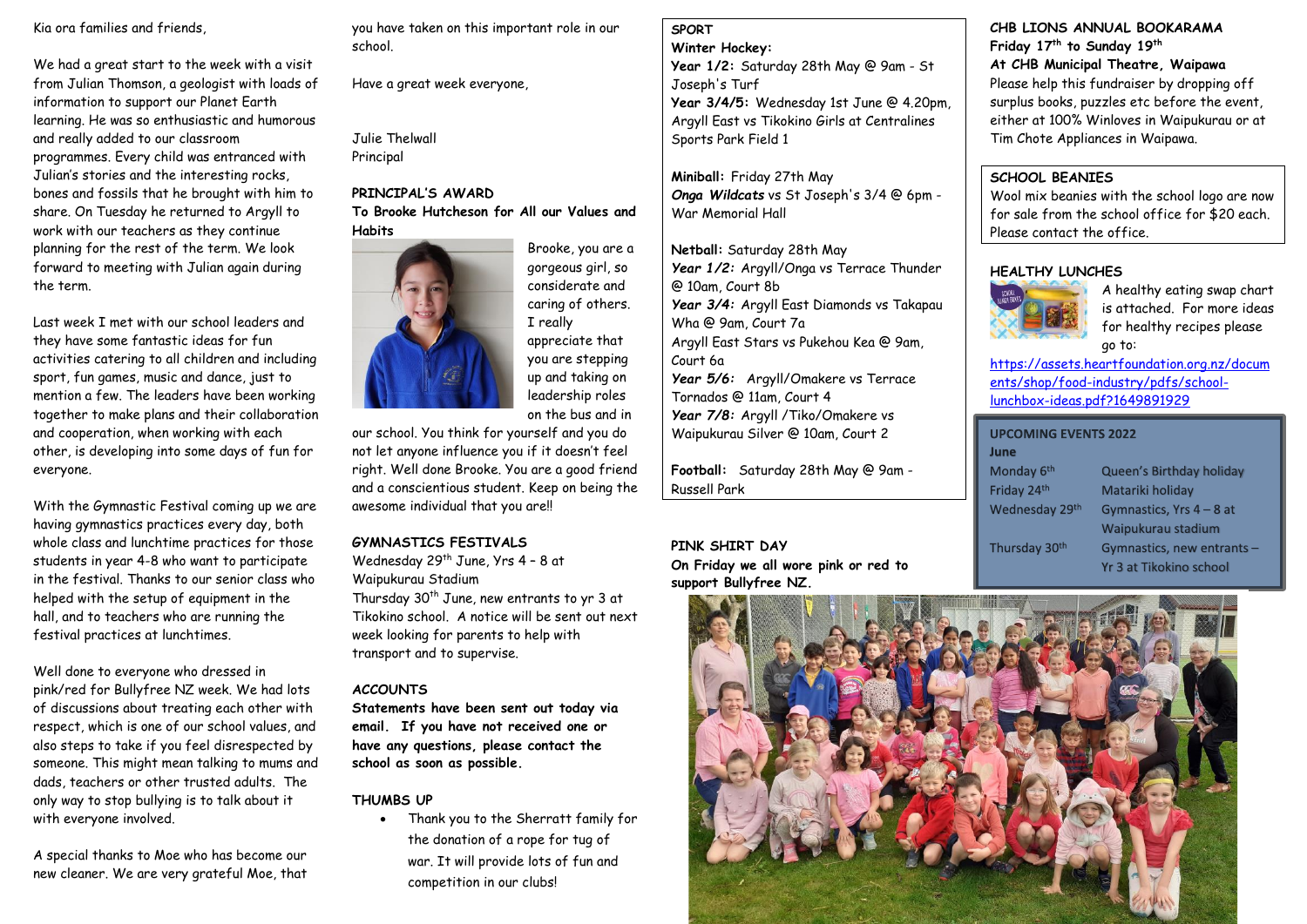Kia ora families and friends,

We had a great start to the week with a visit from Julian Thomson, a geologist with loads of information to support our Planet Earth learning. He was so enthusiastic and humorous and really added to our classroom programmes. Every child was entranced with Julian's stories and the interesting rocks, bones and fossils that he brought with him to share. On Tuesday he returned to Argyll to work with our teachers as they continue planning for the rest of the term. We look forward to meeting with Julian again during the term.

Last week I met with our school leaders and they have some fantastic ideas for fun activities catering to all children and including sport, fun games, music and dance, just to mention a few. The leaders have been working together to make plans and their collaboration and cooperation, when working with each other, is developing into some days of fun for everyone.

With the Gymnastic Festival coming up we are having gymnastics practices every day, both whole class and lunchtime practices for those students in year 4-8 who want to participate in the festival. Thanks to our senior class who helped with the setup of equipment in the hall, and to teachers who are running the festival practices at lunchtimes.

Well done to everyone who dressed in pink/red for Bullyfree NZ week. We had lots of discussions about treating each other with respect, which is one of our school values, and also steps to take if you feel disrespected by someone. This might mean talking to mums and dads, teachers or other trusted adults. The only way to stop bullying is to talk about it with everyone involved.

A special thanks to Moe who has become our new cleaner. We are very grateful Moe, that you have taken on this important role in our school.

Have a great week everyone,

Julie Thelwall
Principal

## PRINCIPAL'S AWARD

**To Brooke Hutcheson for All our Values and Habits**

Brooke, you are a gorgeous girl, so considerate and caring of others. I really appreciate that you are stepping up and taking on leadership roles on the bus and in our school. You think for yourself and you do not let anyone influence you if it doesn't feel right. Well done Brooke. You are a good friend and a conscientious student. Keep on being the awesome individual that you are!!

## GYMNASTICS FESTIVALS

Wednesday 29th June, Yrs 4 - 8 at Waipukurau Stadium
Thursday 30th June, new entrants to yr 3 at Tikokino school. A notice will be sent out next week looking for parents to help with transport and to supervise.

## ACCOUNTS

**Statements have been sent out today via email. If you have not received one or have any questions, please contact the school as soon as possible.**

## THUMBS UP

- Thank you to the Sherratt family for the donation of a rope for tug of war. It will provide lots of fun and competition in our clubs!

## SPORT

**Winter Hockey:**
**Year 1/2:** Saturday 28th May @ 9am - St Joseph's Turf
**Year 3/4/5:** Wednesday 1st June @ 4.20pm, Argyll East vs Tikokino Girls at Centralines Sports Park Field 1

**Miniball:** Friday 27th May
***Onga Wildcats*** vs St Joseph's 3/4 @ 6pm - War Memorial Hall

**Netball:** Saturday 28th May
***Year 1/2:*** Argyll/Onga vs Terrace Thunder @ 10am, Court 8b
***Year 3/4:*** Argyll East Diamonds vs Takapau Wha @ 9am, Court 7a
Argyll East Stars vs Pukehou Kea @ 9am, Court 6a
***Year 5/6:*** Argyll/Omakere vs Terrace Tornados @ 11am, Court 4
***Year 7/8:*** Argyll /Tiko/Omakere vs Waipukurau Silver @ 10am, Court 2

**Football:** Saturday 28th May @ 9am - Russell Park

## PINK SHIRT DAY

**On Friday we all wore pink or red to support Bullyfree NZ.**

## CHB LIONS ANNUAL BOOKARAMA

**Friday 17th to Sunday 19th**
**At CHB Municipal Theatre, Waipawa**
Please help this fundraiser by dropping off surplus books, puzzles etc before the event, either at 100% Winloves in Waipukurau or at Tim Chote Appliances in Waipawa.

## SCHOOL BEANIES

Wool mix beanies with the school logo are now for sale from the school office for $20 each. Please contact the office.

## HEALTHY LUNCHES

A healthy eating swap chart is attached. For more ideas for healthy recipes please go to:
https://assets.heartfoundation.org.nz/documents/shop/food-industry/pdfs/school-lunchbox-ideas.pdf?1649891929

## UPCOMING EVENTS 2022

**June**

| | |
|---|---|
| Monday 6th | Queen's Birthday holiday |
| Friday 24th | Matariki holiday |
| Wednesday 29th | Gymnastics, Yrs 4 – 8 at Waipukurau stadium |
| Thursday 30th | Gymnastics, new entrants – Yr 3 at Tikokino school |